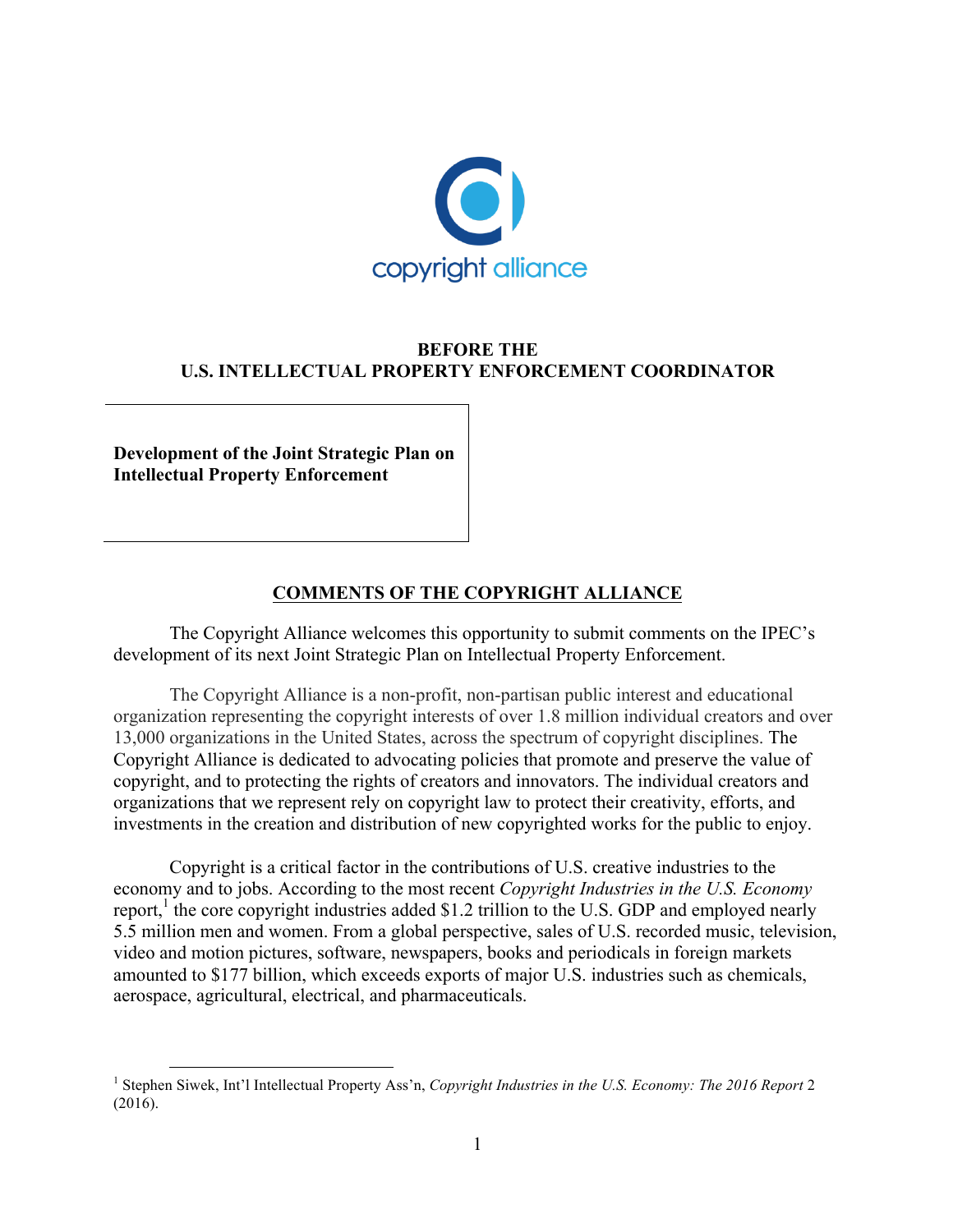copyright alliance

**BEFORE THE**
**U.S. INTELLECTUAL PROPERTY ENFORCEMENT COORDINATOR**

**Development of the Joint Strategic Plan on Intellectual Property Enforcement**

## COMMENTS OF THE COPYRIGHT ALLIANCE

The Copyright Alliance welcomes this opportunity to submit comments on the IPEC's development of its next Joint Strategic Plan on Intellectual Property Enforcement.

The Copyright Alliance is a non-profit, non-partisan public interest and educational organization representing the copyright interests of over 1.8 million individual creators and over 13,000 organizations in the United States, across the spectrum of copyright disciplines. The Copyright Alliance is dedicated to advocating policies that promote and preserve the value of copyright, and to protecting the rights of creators and innovators. The individual creators and organizations that we represent rely on copyright law to protect their creativity, efforts, and investments in the creation and distribution of new copyrighted works for the public to enjoy.

Copyright is a critical factor in the contributions of U.S. creative industries to the economy and to jobs. According to the most recent *Copyright Industries in the U.S. Economy* report,[1] the core copyright industries added $1.2 trillion to the U.S. GDP and employed nearly 5.5 million men and women. From a global perspective, sales of U.S. recorded music, television, video and motion pictures, software, newspapers, books and periodicals in foreign markets amounted to $177 billion, which exceeds exports of major U.S. industries such as chemicals, aerospace, agricultural, electrical, and pharmaceuticals.

[1] Stephen Siwek, Int'l Intellectual Property Ass'n, *Copyright Industries in the U.S. Economy: The 2016 Report* 2 (2016).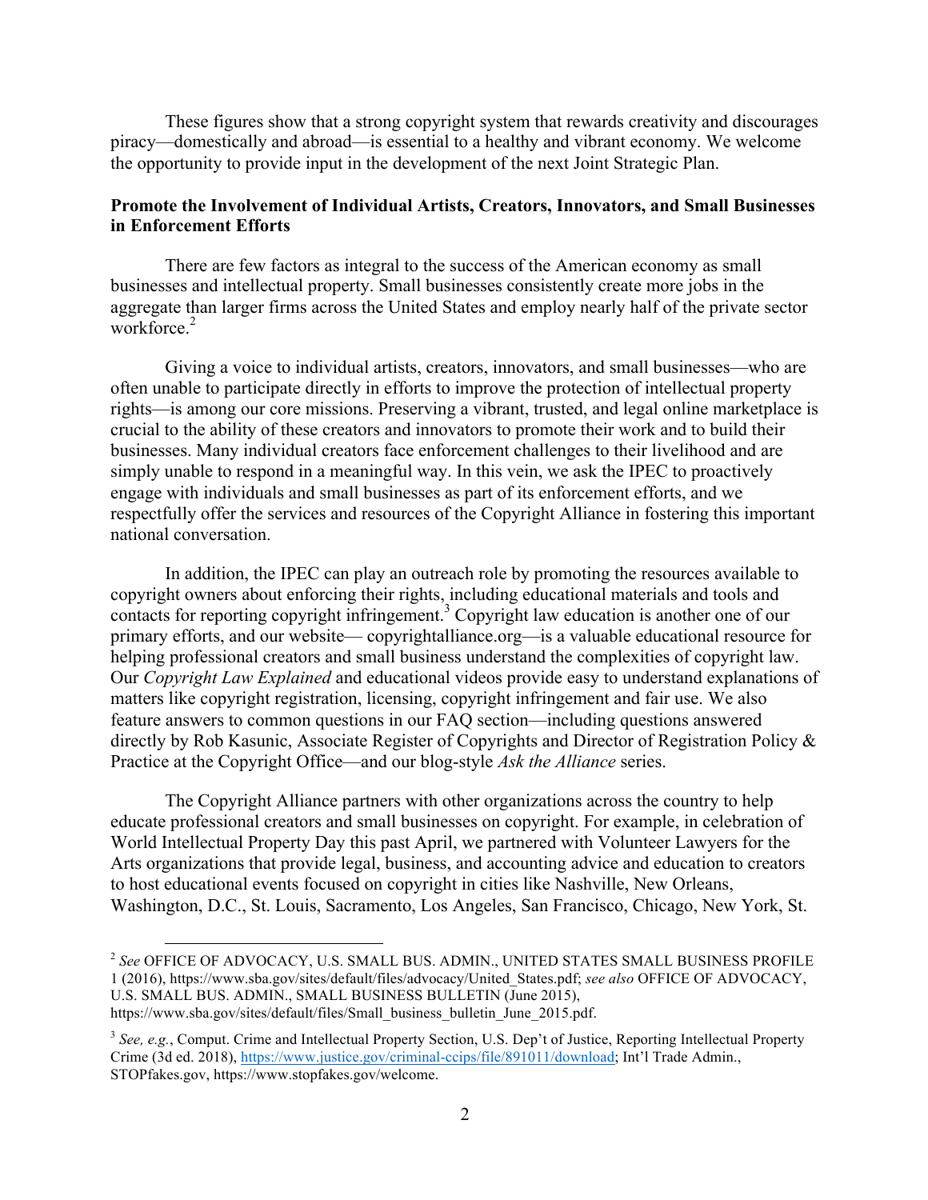These figures show that a strong copyright system that rewards creativity and discourages piracy—domestically and abroad—is essential to a healthy and vibrant economy. We welcome the opportunity to provide input in the development of the next Joint Strategic Plan.

**Promote the Involvement of Individual Artists, Creators, Innovators, and Small Businesses in Enforcement Efforts**

There are few factors as integral to the success of the American economy as small businesses and intellectual property. Small businesses consistently create more jobs in the aggregate than larger firms across the United States and employ nearly half of the private sector workforce.[2]

Giving a voice to individual artists, creators, innovators, and small businesses—who are often unable to participate directly in efforts to improve the protection of intellectual property rights—is among our core missions. Preserving a vibrant, trusted, and legal online marketplace is crucial to the ability of these creators and innovators to promote their work and to build their businesses. Many individual creators face enforcement challenges to their livelihood and are simply unable to respond in a meaningful way. In this vein, we ask the IPEC to proactively engage with individuals and small businesses as part of its enforcement efforts, and we respectfully offer the services and resources of the Copyright Alliance in fostering this important national conversation.

In addition, the IPEC can play an outreach role by promoting the resources available to copyright owners about enforcing their rights, including educational materials and tools and contacts for reporting copyright infringement.[3] Copyright law education is another one of our primary efforts, and our website— copyrightalliance.org—is a valuable educational resource for helping professional creators and small business understand the complexities of copyright law. Our *Copyright Law Explained* and educational videos provide easy to understand explanations of matters like copyright registration, licensing, copyright infringement and fair use. We also feature answers to common questions in our FAQ section—including questions answered directly by Rob Kasunic, Associate Register of Copyrights and Director of Registration Policy & Practice at the Copyright Office—and our blog-style *Ask the Alliance* series.

The Copyright Alliance partners with other organizations across the country to help educate professional creators and small businesses on copyright. For example, in celebration of World Intellectual Property Day this past April, we partnered with Volunteer Lawyers for the Arts organizations that provide legal, business, and accounting advice and education to creators to host educational events focused on copyright in cities like Nashville, New Orleans, Washington, D.C., St. Louis, Sacramento, Los Angeles, San Francisco, Chicago, New York, St.

---

[2] *See* OFFICE OF ADVOCACY, U.S. SMALL BUS. ADMIN., UNITED STATES SMALL BUSINESS PROFILE 1 (2016), https://www.sba.gov/sites/default/files/advocacy/United_States.pdf; *see also* OFFICE OF ADVOCACY, U.S. SMALL BUS. ADMIN., SMALL BUSINESS BULLETIN (June 2015), https://www.sba.gov/sites/default/files/Small_business_bulletin_June_2015.pdf.

[3] *See, e.g.*, Comput. Crime and Intellectual Property Section, U.S. Dep't of Justice, Reporting Intellectual Property Crime (3d ed. 2018), https://www.justice.gov/criminal-ccips/file/891011/download; Int'l Trade Admin., STOPfakes.gov, https://www.stopfakes.gov/welcome.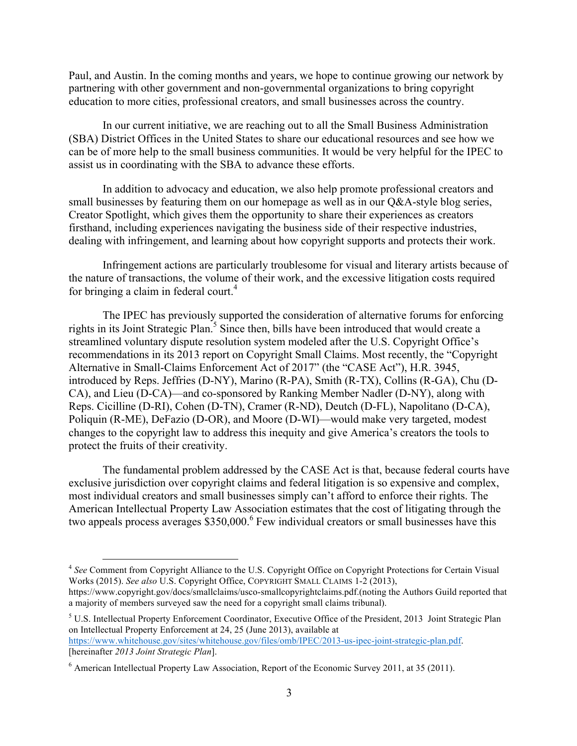Paul, and Austin. In the coming months and years, we hope to continue growing our network by partnering with other government and non-governmental organizations to bring copyright education to more cities, professional creators, and small businesses across the country.

In our current initiative, we are reaching out to all the Small Business Administration (SBA) District Offices in the United States to share our educational resources and see how we can be of more help to the small business communities. It would be very helpful for the IPEC to assist us in coordinating with the SBA to advance these efforts.

In addition to advocacy and education, we also help promote professional creators and small businesses by featuring them on our homepage as well as in our Q&A-style blog series, Creator Spotlight, which gives them the opportunity to share their experiences as creators firsthand, including experiences navigating the business side of their respective industries, dealing with infringement, and learning about how copyright supports and protects their work.

Infringement actions are particularly troublesome for visual and literary artists because of the nature of transactions, the volume of their work, and the excessive litigation costs required for bringing a claim in federal court.[4]

The IPEC has previously supported the consideration of alternative forums for enforcing rights in its Joint Strategic Plan.[5] Since then, bills have been introduced that would create a streamlined voluntary dispute resolution system modeled after the U.S. Copyright Office's recommendations in its 2013 report on Copyright Small Claims. Most recently, the "Copyright Alternative in Small-Claims Enforcement Act of 2017" (the "CASE Act"), H.R. 3945, introduced by Reps. Jeffries (D-NY), Marino (R-PA), Smith (R-TX), Collins (R-GA), Chu (D-CA), and Lieu (D-CA)—and co-sponsored by Ranking Member Nadler (D-NY), along with Reps. Cicilline (D-RI), Cohen (D-TN), Cramer (R-ND), Deutch (D-FL), Napolitano (D-CA), Poliquin (R-ME), DeFazio (D-OR), and Moore (D-WI)—would make very targeted, modest changes to the copyright law to address this inequity and give America's creators the tools to protect the fruits of their creativity.

The fundamental problem addressed by the CASE Act is that, because federal courts have exclusive jurisdiction over copyright claims and federal litigation is so expensive and complex, most individual creators and small businesses simply can't afford to enforce their rights. The American Intellectual Property Law Association estimates that the cost of litigating through the two appeals process averages $350,000.[6] Few individual creators or small businesses have this

---

[4] *See* Comment from Copyright Alliance to the U.S. Copyright Office on Copyright Protections for Certain Visual Works (2015). *See also* U.S. Copyright Office, COPYRIGHT SMALL CLAIMS 1-2 (2013), https://www.copyright.gov/docs/smallclaims/usco-smallcopyrightclaims.pdf.(noting the Authors Guild reported that a majority of members surveyed saw the need for a copyright small claims tribunal).

[5] U.S. Intellectual Property Enforcement Coordinator, Executive Office of the President, 2013 Joint Strategic Plan on Intellectual Property Enforcement at 24, 25 (June 2013), available at https://www.whitehouse.gov/sites/whitehouse.gov/files/omb/IPEC/2013-us-ipec-joint-strategic-plan.pdf. [hereinafter *2013 Joint Strategic Plan*].

[6] American Intellectual Property Law Association, Report of the Economic Survey 2011, at 35 (2011).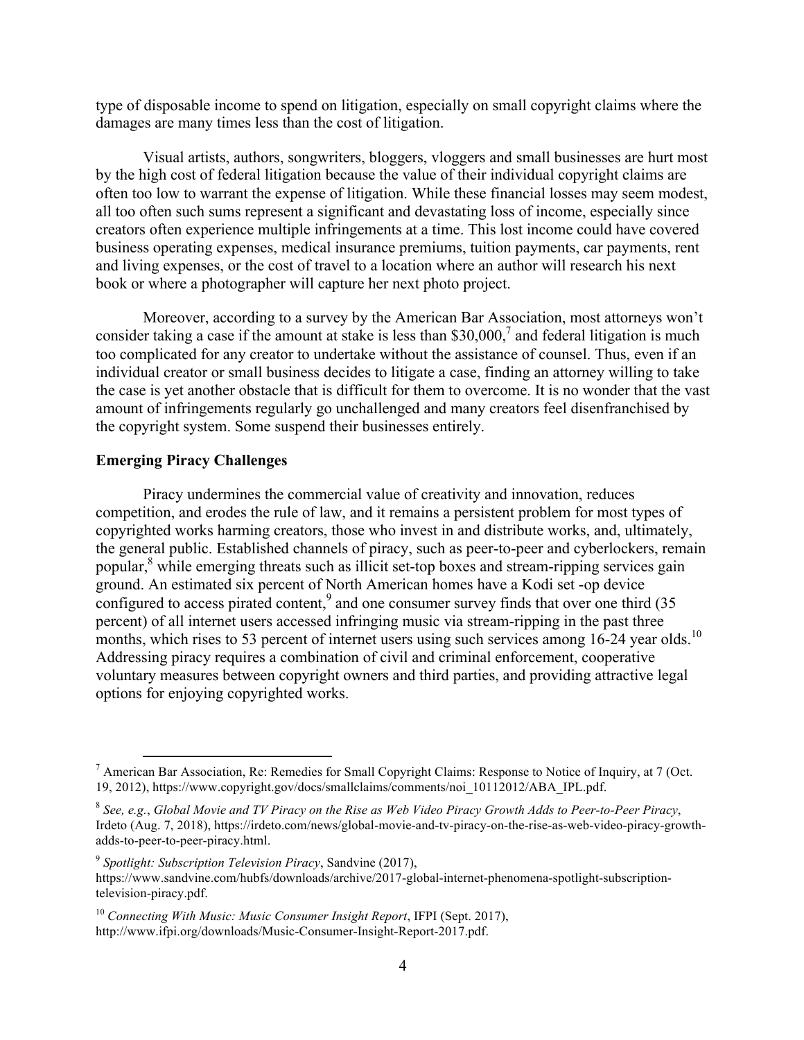type of disposable income to spend on litigation, especially on small copyright claims where the damages are many times less than the cost of litigation.

Visual artists, authors, songwriters, bloggers, vloggers and small businesses are hurt most by the high cost of federal litigation because the value of their individual copyright claims are often too low to warrant the expense of litigation. While these financial losses may seem modest, all too often such sums represent a significant and devastating loss of income, especially since creators often experience multiple infringements at a time. This lost income could have covered business operating expenses, medical insurance premiums, tuition payments, car payments, rent and living expenses, or the cost of travel to a location where an author will research his next book or where a photographer will capture her next photo project.

Moreover, according to a survey by the American Bar Association, most attorneys won't consider taking a case if the amount at stake is less than $30,000,[7] and federal litigation is much too complicated for any creator to undertake without the assistance of counsel. Thus, even if an individual creator or small business decides to litigate a case, finding an attorney willing to take the case is yet another obstacle that is difficult for them to overcome. It is no wonder that the vast amount of infringements regularly go unchallenged and many creators feel disenfranchised by the copyright system. Some suspend their businesses entirely.

**Emerging Piracy Challenges**

Piracy undermines the commercial value of creativity and innovation, reduces competition, and erodes the rule of law, and it remains a persistent problem for most types of copyrighted works harming creators, those who invest in and distribute works, and, ultimately, the general public. Established channels of piracy, such as peer-to-peer and cyberlockers, remain popular,[8] while emerging threats such as illicit set-top boxes and stream-ripping services gain ground. An estimated six percent of North American homes have a Kodi set -op device configured to access pirated content,[9] and one consumer survey finds that over one third (35 percent) of all internet users accessed infringing music via stream-ripping in the past three months, which rises to 53 percent of internet users using such services among 16-24 year olds.[10] Addressing piracy requires a combination of civil and criminal enforcement, cooperative voluntary measures between copyright owners and third parties, and providing attractive legal options for enjoying copyrighted works.

---

[7] American Bar Association, Re: Remedies for Small Copyright Claims: Response to Notice of Inquiry, at 7 (Oct. 19, 2012), https://www.copyright.gov/docs/smallclaims/comments/noi_10112012/ABA_IPL.pdf.

[8] *See, e.g.*, *Global Movie and TV Piracy on the Rise as Web Video Piracy Growth Adds to Peer-to-Peer Piracy*, Irdeto (Aug. 7, 2018), https://irdeto.com/news/global-movie-and-tv-piracy-on-the-rise-as-web-video-piracy-growth-adds-to-peer-to-peer-piracy.html.

[9] *Spotlight: Subscription Television Piracy*, Sandvine (2017), https://www.sandvine.com/hubfs/downloads/archive/2017-global-internet-phenomena-spotlight-subscription-television-piracy.pdf.

[10] *Connecting With Music: Music Consumer Insight Report*, IFPI (Sept. 2017), http://www.ifpi.org/downloads/Music-Consumer-Insight-Report-2017.pdf.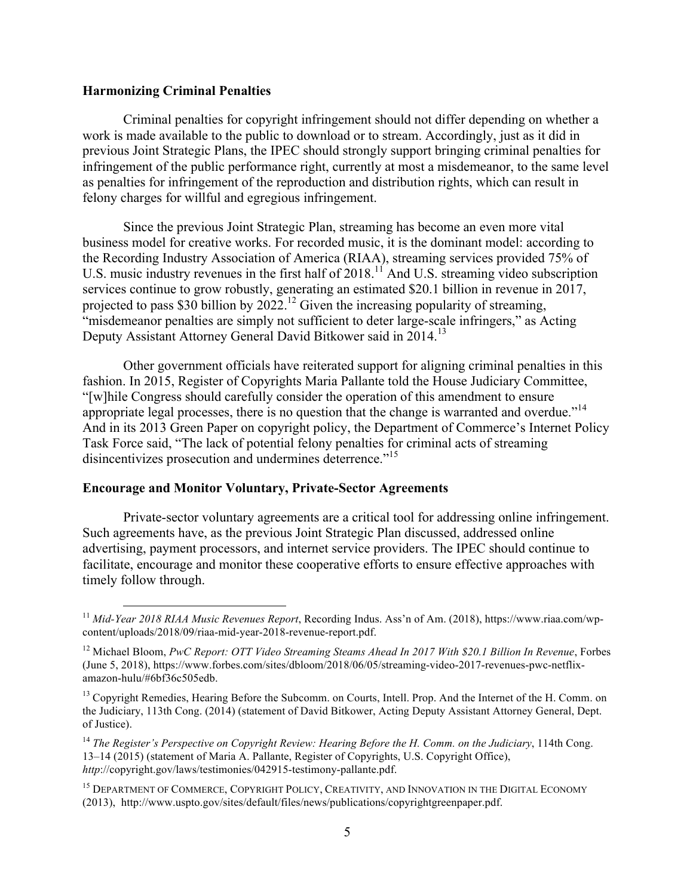**Harmonizing Criminal Penalties**

Criminal penalties for copyright infringement should not differ depending on whether a work is made available to the public to download or to stream. Accordingly, just as it did in previous Joint Strategic Plans, the IPEC should strongly support bringing criminal penalties for infringement of the public performance right, currently at most a misdemeanor, to the same level as penalties for infringement of the reproduction and distribution rights, which can result in felony charges for willful and egregious infringement.

Since the previous Joint Strategic Plan, streaming has become an even more vital business model for creative works. For recorded music, it is the dominant model: according to the Recording Industry Association of America (RIAA), streaming services provided 75% of U.S. music industry revenues in the first half of 2018.[11] And U.S. streaming video subscription services continue to grow robustly, generating an estimated $20.1 billion in revenue in 2017, projected to pass $30 billion by 2022.[12] Given the increasing popularity of streaming, "misdemeanor penalties are simply not sufficient to deter large-scale infringers," as Acting Deputy Assistant Attorney General David Bitkower said in 2014.[13]

Other government officials have reiterated support for aligning criminal penalties in this fashion. In 2015, Register of Copyrights Maria Pallante told the House Judiciary Committee, "[w]hile Congress should carefully consider the operation of this amendment to ensure appropriate legal processes, there is no question that the change is warranted and overdue."[14] And in its 2013 Green Paper on copyright policy, the Department of Commerce's Internet Policy Task Force said, "The lack of potential felony penalties for criminal acts of streaming disincentivizes prosecution and undermines deterrence."[15]

**Encourage and Monitor Voluntary, Private-Sector Agreements**

Private-sector voluntary agreements are a critical tool for addressing online infringement. Such agreements have, as the previous Joint Strategic Plan discussed, addressed online advertising, payment processors, and internet service providers. The IPEC should continue to facilitate, encourage and monitor these cooperative efforts to ensure effective approaches with timely follow through.

---

[11] *Mid-Year 2018 RIAA Music Revenues Report*, Recording Indus. Ass'n of Am. (2018), https://www.riaa.com/wp-content/uploads/2018/09/riaa-mid-year-2018-revenue-report.pdf.

[12] Michael Bloom, *PwC Report: OTT Video Streaming Steams Ahead In 2017 With $20.1 Billion In Revenue*, Forbes (June 5, 2018), https://www.forbes.com/sites/dbloom/2018/06/05/streaming-video-2017-revenues-pwc-netflix-amazon-hulu/#6bf36c505edb.

[13] Copyright Remedies, Hearing Before the Subcomm. on Courts, Intell. Prop. And the Internet of the H. Comm. on the Judiciary, 113th Cong. (2014) (statement of David Bitkower, Acting Deputy Assistant Attorney General, Dept. of Justice).

[14] *The Register's Perspective on Copyright Review: Hearing Before the H. Comm. on the Judiciary*, 114th Cong. 13–14 (2015) (statement of Maria A. Pallante, Register of Copyrights, U.S. Copyright Office), *http*://copyright.gov/laws/testimonies/042915-testimony-pallante.pdf.

[15] Department of Commerce, Copyright Policy, Creativity, and Innovation in the Digital Economy (2013), http://www.uspto.gov/sites/default/files/news/publications/copyrightgreenpaper.pdf.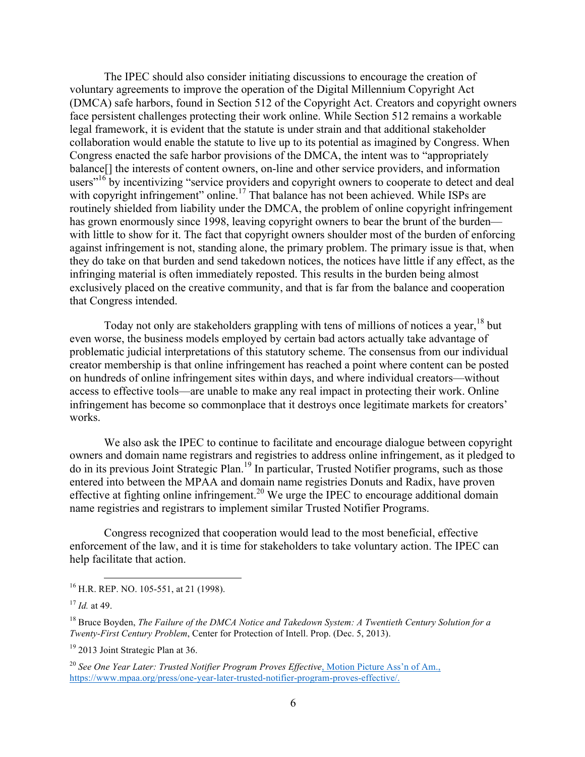The IPEC should also consider initiating discussions to encourage the creation of voluntary agreements to improve the operation of the Digital Millennium Copyright Act (DMCA) safe harbors, found in Section 512 of the Copyright Act. Creators and copyright owners face persistent challenges protecting their work online. While Section 512 remains a workable legal framework, it is evident that the statute is under strain and that additional stakeholder collaboration would enable the statute to live up to its potential as imagined by Congress. When Congress enacted the safe harbor provisions of the DMCA, the intent was to "appropriately balance[] the interests of content owners, on-line and other service providers, and information users"[16] by incentivizing "service providers and copyright owners to cooperate to detect and deal with copyright infringement" online.[17] That balance has not been achieved. While ISPs are routinely shielded from liability under the DMCA, the problem of online copyright infringement has grown enormously since 1998, leaving copyright owners to bear the brunt of the burden—with little to show for it. The fact that copyright owners shoulder most of the burden of enforcing against infringement is not, standing alone, the primary problem. The primary issue is that, when they do take on that burden and send takedown notices, the notices have little if any effect, as the infringing material is often immediately reposted. This results in the burden being almost exclusively placed on the creative community, and that is far from the balance and cooperation that Congress intended.

Today not only are stakeholders grappling with tens of millions of notices a year,[18] but even worse, the business models employed by certain bad actors actually take advantage of problematic judicial interpretations of this statutory scheme. The consensus from our individual creator membership is that online infringement has reached a point where content can be posted on hundreds of online infringement sites within days, and where individual creators—without access to effective tools—are unable to make any real impact in protecting their work. Online infringement has become so commonplace that it destroys once legitimate markets for creators' works.

We also ask the IPEC to continue to facilitate and encourage dialogue between copyright owners and domain name registrars and registries to address online infringement, as it pledged to do in its previous Joint Strategic Plan.[19] In particular, Trusted Notifier programs, such as those entered into between the MPAA and domain name registries Donuts and Radix, have proven effective at fighting online infringement.[20] We urge the IPEC to encourage additional domain name registries and registrars to implement similar Trusted Notifier Programs.

Congress recognized that cooperation would lead to the most beneficial, effective enforcement of the law, and it is time for stakeholders to take voluntary action. The IPEC can help facilitate that action.

---

[16] H.R. REP. NO. 105-551, at 21 (1998).

[17] *Id.* at 49.

[18] Bruce Boyden, *The Failure of the DMCA Notice and Takedown System: A Twentieth Century Solution for a Twenty-First Century Problem*, Center for Protection of Intell. Prop. (Dec. 5, 2013).

[19] 2013 Joint Strategic Plan at 36.

[20] *See One Year Later: Trusted Notifier Program Proves Effective*, Motion Picture Ass'n of Am., https://www.mpaa.org/press/one-year-later-trusted-notifier-program-proves-effective/.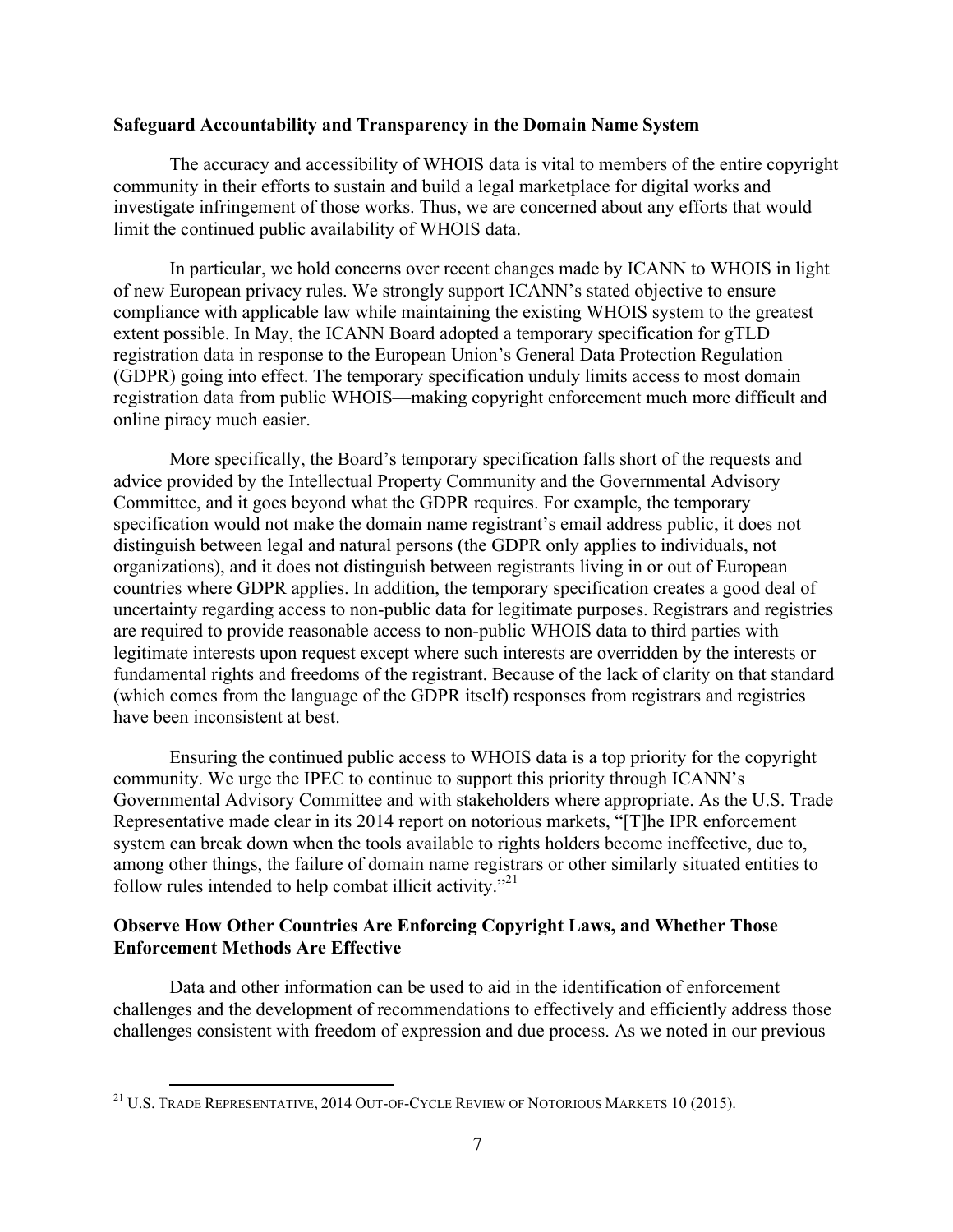**Safeguard Accountability and Transparency in the Domain Name System**

The accuracy and accessibility of WHOIS data is vital to members of the entire copyright community in their efforts to sustain and build a legal marketplace for digital works and investigate infringement of those works. Thus, we are concerned about any efforts that would limit the continued public availability of WHOIS data.

In particular, we hold concerns over recent changes made by ICANN to WHOIS in light of new European privacy rules. We strongly support ICANN's stated objective to ensure compliance with applicable law while maintaining the existing WHOIS system to the greatest extent possible. In May, the ICANN Board adopted a temporary specification for gTLD registration data in response to the European Union's General Data Protection Regulation (GDPR) going into effect. The temporary specification unduly limits access to most domain registration data from public WHOIS—making copyright enforcement much more difficult and online piracy much easier.

More specifically, the Board's temporary specification falls short of the requests and advice provided by the Intellectual Property Community and the Governmental Advisory Committee, and it goes beyond what the GDPR requires. For example, the temporary specification would not make the domain name registrant's email address public, it does not distinguish between legal and natural persons (the GDPR only applies to individuals, not organizations), and it does not distinguish between registrants living in or out of European countries where GDPR applies. In addition, the temporary specification creates a good deal of uncertainty regarding access to non-public data for legitimate purposes. Registrars and registries are required to provide reasonable access to non-public WHOIS data to third parties with legitimate interests upon request except where such interests are overridden by the interests or fundamental rights and freedoms of the registrant. Because of the lack of clarity on that standard (which comes from the language of the GDPR itself) responses from registrars and registries have been inconsistent at best.

Ensuring the continued public access to WHOIS data is a top priority for the copyright community. We urge the IPEC to continue to support this priority through ICANN's Governmental Advisory Committee and with stakeholders where appropriate. As the U.S. Trade Representative made clear in its 2014 report on notorious markets, "[T]he IPR enforcement system can break down when the tools available to rights holders become ineffective, due to, among other things, the failure of domain name registrars or other similarly situated entities to follow rules intended to help combat illicit activity."[21]

**Observe How Other Countries Are Enforcing Copyright Laws, and Whether Those Enforcement Methods Are Effective**

Data and other information can be used to aid in the identification of enforcement challenges and the development of recommendations to effectively and efficiently address those challenges consistent with freedom of expression and due process. As we noted in our previous

[21] U.S. TRADE REPRESENTATIVE, 2014 OUT-OF-CYCLE REVIEW OF NOTORIOUS MARKETS 10 (2015).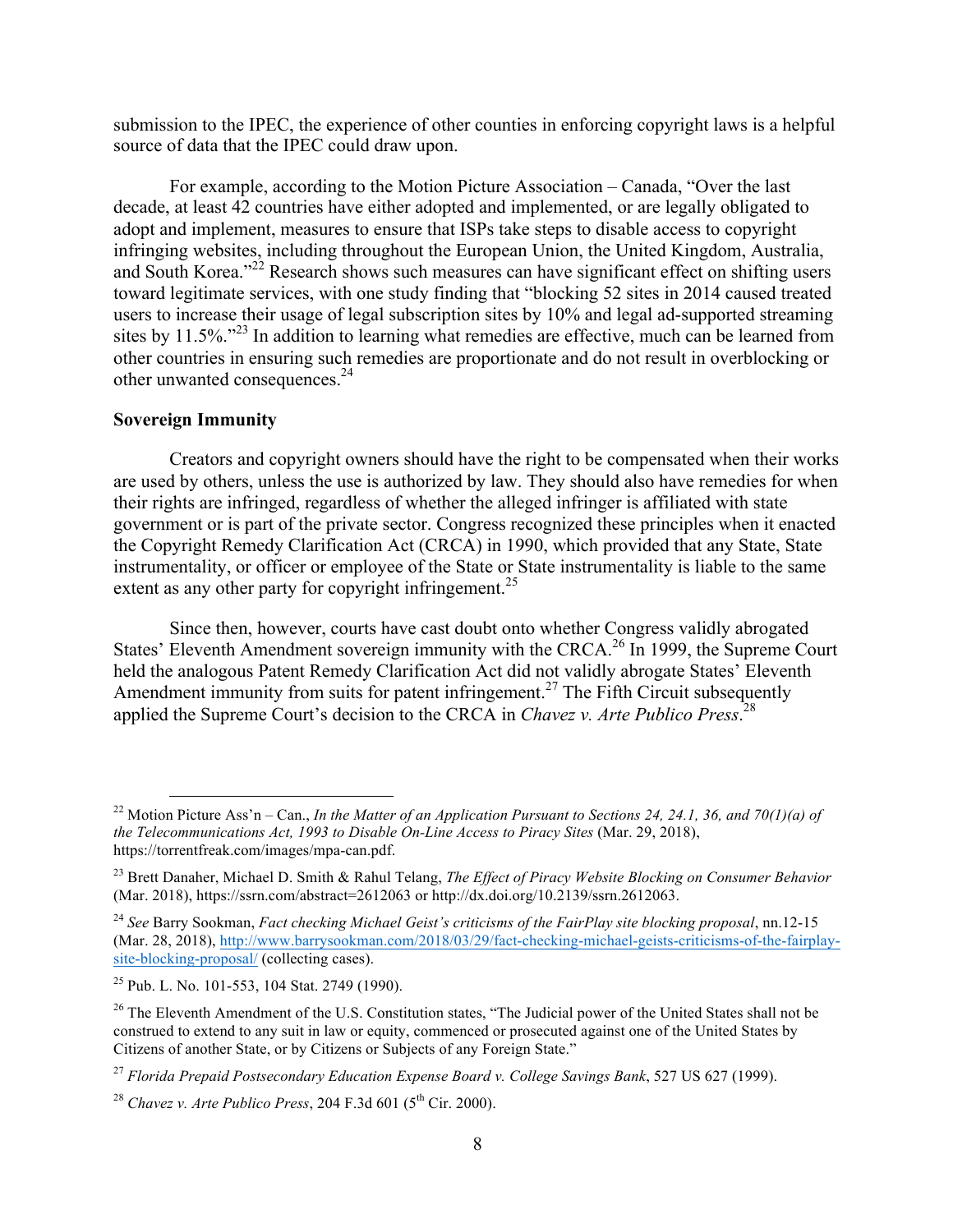submission to the IPEC, the experience of other counties in enforcing copyright laws is a helpful source of data that the IPEC could draw upon.

For example, according to the Motion Picture Association – Canada, "Over the last decade, at least 42 countries have either adopted and implemented, or are legally obligated to adopt and implement, measures to ensure that ISPs take steps to disable access to copyright infringing websites, including throughout the European Union, the United Kingdom, Australia, and South Korea."[22] Research shows such measures can have significant effect on shifting users toward legitimate services, with one study finding that "blocking 52 sites in 2014 caused treated users to increase their usage of legal subscription sites by 10% and legal ad-supported streaming sites by 11.5%."[23] In addition to learning what remedies are effective, much can be learned from other countries in ensuring such remedies are proportionate and do not result in overblocking or other unwanted consequences.[24]

**Sovereign Immunity**

Creators and copyright owners should have the right to be compensated when their works are used by others, unless the use is authorized by law. They should also have remedies for when their rights are infringed, regardless of whether the alleged infringer is affiliated with state government or is part of the private sector. Congress recognized these principles when it enacted the Copyright Remedy Clarification Act (CRCA) in 1990, which provided that any State, State instrumentality, or officer or employee of the State or State instrumentality is liable to the same extent as any other party for copyright infringement.[25]

Since then, however, courts have cast doubt onto whether Congress validly abrogated States' Eleventh Amendment sovereign immunity with the CRCA.[26] In 1999, the Supreme Court held the analogous Patent Remedy Clarification Act did not validly abrogate States' Eleventh Amendment immunity from suits for patent infringement.[27] The Fifth Circuit subsequently applied the Supreme Court's decision to the CRCA in *Chavez v. Arte Publico Press*.[28]

---

[22] Motion Picture Ass'n – Can., *In the Matter of an Application Pursuant to Sections 24, 24.1, 36, and 70(1)(a) of the Telecommunications Act, 1993 to Disable On-Line Access to Piracy Sites* (Mar. 29, 2018), https://torrentfreak.com/images/mpa-can.pdf.

[23] Brett Danaher, Michael D. Smith & Rahul Telang, *The Effect of Piracy Website Blocking on Consumer Behavior* (Mar. 2018), https://ssrn.com/abstract=2612063 or http://dx.doi.org/10.2139/ssrn.2612063.

[24] *See* Barry Sookman, *Fact checking Michael Geist's criticisms of the FairPlay site blocking proposal*, nn.12-15 (Mar. 28, 2018), http://www.barrysookman.com/2018/03/29/fact-checking-michael-geists-criticisms-of-the-fairplay-site-blocking-proposal/ (collecting cases).

[25] Pub. L. No. 101-553, 104 Stat. 2749 (1990).

[26] The Eleventh Amendment of the U.S. Constitution states, "The Judicial power of the United States shall not be construed to extend to any suit in law or equity, commenced or prosecuted against one of the United States by Citizens of another State, or by Citizens or Subjects of any Foreign State."

[27] *Florida Prepaid Postsecondary Education Expense Board v. College Savings Bank*, 527 US 627 (1999).

[28] *Chavez v. Arte Publico Press*, 204 F.3d 601 (5th Cir. 2000).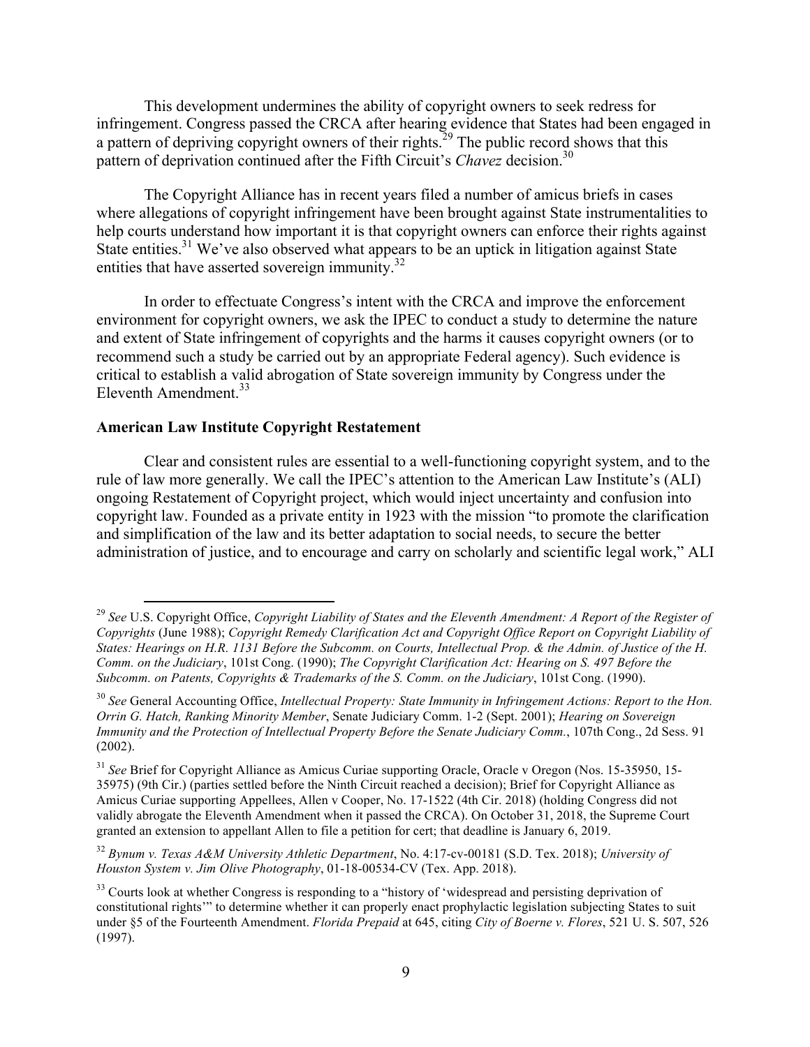This development undermines the ability of copyright owners to seek redress for infringement. Congress passed the CRCA after hearing evidence that States had been engaged in a pattern of depriving copyright owners of their rights.[29] The public record shows that this pattern of deprivation continued after the Fifth Circuit's *Chavez* decision.[30]

The Copyright Alliance has in recent years filed a number of amicus briefs in cases where allegations of copyright infringement have been brought against State instrumentalities to help courts understand how important it is that copyright owners can enforce their rights against State entities.[31] We've also observed what appears to be an uptick in litigation against State entities that have asserted sovereign immunity.[32]

In order to effectuate Congress's intent with the CRCA and improve the enforcement environment for copyright owners, we ask the IPEC to conduct a study to determine the nature and extent of State infringement of copyrights and the harms it causes copyright owners (or to recommend such a study be carried out by an appropriate Federal agency). Such evidence is critical to establish a valid abrogation of State sovereign immunity by Congress under the Eleventh Amendment.[33]

**American Law Institute Copyright Restatement**

Clear and consistent rules are essential to a well-functioning copyright system, and to the rule of law more generally. We call the IPEC's attention to the American Law Institute's (ALI) ongoing Restatement of Copyright project, which would inject uncertainty and confusion into copyright law. Founded as a private entity in 1923 with the mission "to promote the clarification and simplification of the law and its better adaptation to social needs, to secure the better administration of justice, and to encourage and carry on scholarly and scientific legal work," ALI

---

[29] *See* U.S. Copyright Office, *Copyright Liability of States and the Eleventh Amendment: A Report of the Register of Copyrights* (June 1988); *Copyright Remedy Clarification Act and Copyright Office Report on Copyright Liability of States: Hearings on H.R. 1131 Before the Subcomm. on Courts, Intellectual Prop. & the Admin. of Justice of the H. Comm. on the Judiciary*, 101st Cong. (1990); *The Copyright Clarification Act: Hearing on S. 497 Before the Subcomm. on Patents, Copyrights & Trademarks of the S. Comm. on the Judiciary*, 101st Cong. (1990).

[30] *See* General Accounting Office, *Intellectual Property: State Immunity in Infringement Actions: Report to the Hon. Orrin G. Hatch, Ranking Minority Member*, Senate Judiciary Comm. 1-2 (Sept. 2001); *Hearing on Sovereign Immunity and the Protection of Intellectual Property Before the Senate Judiciary Comm.*, 107th Cong., 2d Sess. 91 (2002).

[31] *See* Brief for Copyright Alliance as Amicus Curiae supporting Oracle, Oracle v Oregon (Nos. 15-35950, 15-35975) (9th Cir.) (parties settled before the Ninth Circuit reached a decision); Brief for Copyright Alliance as Amicus Curiae supporting Appellees, Allen v Cooper, No. 17-1522 (4th Cir. 2018) (holding Congress did not validly abrogate the Eleventh Amendment when it passed the CRCA). On October 31, 2018, the Supreme Court granted an extension to appellant Allen to file a petition for cert; that deadline is January 6, 2019.

[32] *Bynum v. Texas A&M University Athletic Department*, No. 4:17-cv-00181 (S.D. Tex. 2018); *University of Houston System v. Jim Olive Photography*, 01-18-00534-CV (Tex. App. 2018).

[33] Courts look at whether Congress is responding to a "history of 'widespread and persisting deprivation of constitutional rights'" to determine whether it can properly enact prophylactic legislation subjecting States to suit under §5 of the Fourteenth Amendment. *Florida Prepaid* at 645, citing *City of Boerne v. Flores*, 521 U. S. 507, 526 (1997).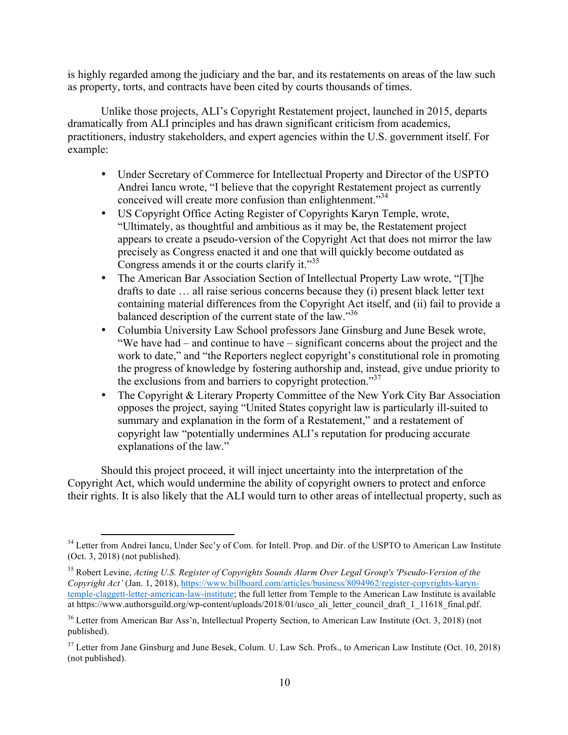is highly regarded among the judiciary and the bar, and its restatements on areas of the law such as property, torts, and contracts have been cited by courts thousands of times.

Unlike those projects, ALI's Copyright Restatement project, launched in 2015, departs dramatically from ALI principles and has drawn significant criticism from academics, practitioners, industry stakeholders, and expert agencies within the U.S. government itself. For example:

- Under Secretary of Commerce for Intellectual Property and Director of the USPTO Andrei Iancu wrote, "I believe that the copyright Restatement project as currently conceived will create more confusion than enlightenment."[34]
- US Copyright Office Acting Register of Copyrights Karyn Temple, wrote, "Ultimately, as thoughtful and ambitious as it may be, the Restatement project appears to create a pseudo-version of the Copyright Act that does not mirror the law precisely as Congress enacted it and one that will quickly become outdated as Congress amends it or the courts clarify it."[35]
- The American Bar Association Section of Intellectual Property Law wrote, "[T]he drafts to date … all raise serious concerns because they (i) present black letter text containing material differences from the Copyright Act itself, and (ii) fail to provide a balanced description of the current state of the law."[36]
- Columbia University Law School professors Jane Ginsburg and June Besek wrote, "We have had – and continue to have – significant concerns about the project and the work to date," and "the Reporters neglect copyright's constitutional role in promoting the progress of knowledge by fostering authorship and, instead, give undue priority to the exclusions from and barriers to copyright protection."[37]
- The Copyright & Literary Property Committee of the New York City Bar Association opposes the project, saying "United States copyright law is particularly ill-suited to summary and explanation in the form of a Restatement," and a restatement of copyright law "potentially undermines ALI's reputation for producing accurate explanations of the law."

Should this project proceed, it will inject uncertainty into the interpretation of the Copyright Act, which would undermine the ability of copyright owners to protect and enforce their rights. It is also likely that the ALI would turn to other areas of intellectual property, such as

---

[34] Letter from Andrei Iancu, Under Sec'y of Com. for Intell. Prop. and Dir. of the USPTO to American Law Institute (Oct. 3, 2018) (not published).

[35] Robert Levine, *Acting U.S. Register of Copyrights Sounds Alarm Over Legal Group's 'Pseudo-Version of the Copyright Act'* (Jan. 1, 2018), https://www.billboard.com/articles/business/8094962/register-copyrights-karyn-temple-claggett-letter-american-law-institute; the full letter from Temple to the American Law Institute is available at https://www.authorsguild.org/wp-content/uploads/2018/01/usco_ali_letter_council_draft_1_11618_final.pdf.

[36] Letter from American Bar Ass'n, Intellectual Property Section, to American Law Institute (Oct. 3, 2018) (not published).

[37] Letter from Jane Ginsburg and June Besek, Colum. U. Law Sch. Profs., to American Law Institute (Oct. 10, 2018) (not published).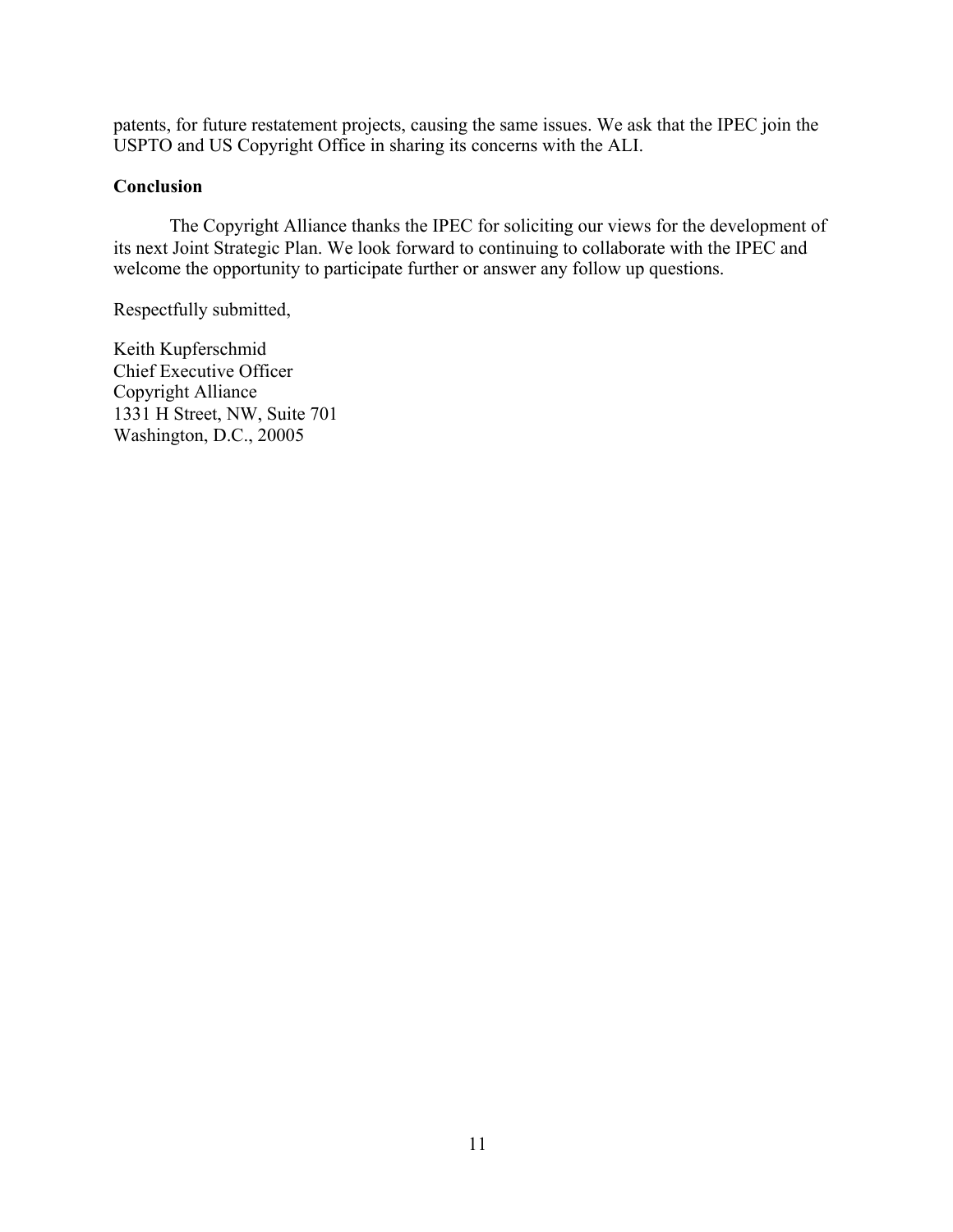patents, for future restatement projects, causing the same issues. We ask that the IPEC join the USPTO and US Copyright Office in sharing its concerns with the ALI.

**Conclusion**

The Copyright Alliance thanks the IPEC for soliciting our views for the development of its next Joint Strategic Plan. We look forward to continuing to collaborate with the IPEC and welcome the opportunity to participate further or answer any follow up questions.

Respectfully submitted,

Keith Kupferschmid
Chief Executive Officer
Copyright Alliance
1331 H Street, NW, Suite 701
Washington, D.C., 20005